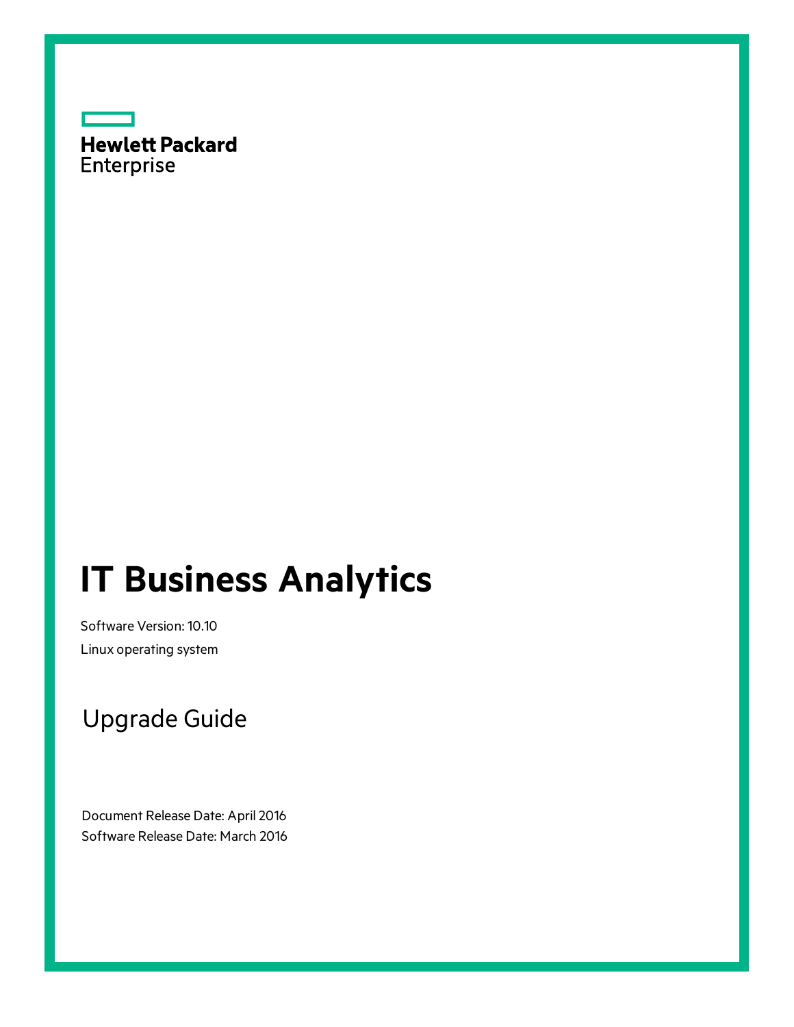Hewlett Packard Enterprise

# IT Business Analytics

Software Version: 10.10

Linux operating system

## Upgrade Guide

Document Release Date: April 2016

Software Release Date: March 2016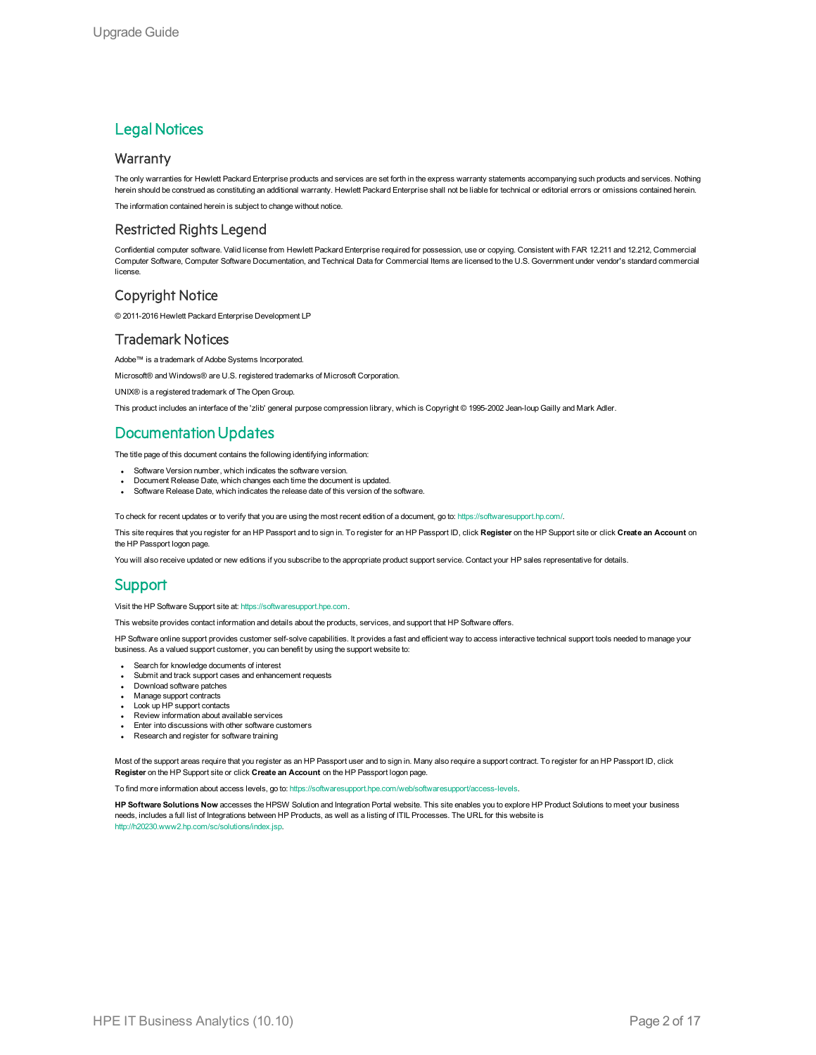## Legal Notices

### Warranty

The only warranties for Hewlett Packard Enterprise products and services are set forth in the express warranty statements accompanying such products and services. Nothing herein should be construed as constituting an additional warranty. Hewlett Packard Enterprise shall not be liable for technical or editorial errors or omissions contained herein.

The information contained herein is subject to change without notice.

### Restricted Rights Legend

Confidential computer software. Valid license from Hewlett Packard Enterprise required for possession, use or copying. Consistent with FAR 12.211 and 12.212, Commercial Computer Software, Computer Software Documentation, and Technical Data for Commercial Items are licensed to the U.S. Government under vendor's standard commercial license.

### Copyright Notice

© 2011-2016 Hewlett Packard Enterprise Development LP

### Trademark Notices

Adobe™ is a trademark of Adobe Systems Incorporated.

Microsoft® and Windows® are U.S. registered trademarks of Microsoft Corporation.

UNIX® is a registered trademark of The Open Group.

This product includes an interface of the 'zlib' general purpose compression library, which is Copyright © 1995-2002 Jean-loup Gailly and Mark Adler.

## Documentation Updates

The title page of this document contains the following identifying information:

- Software Version number, which indicates the software version.
- Document Release Date, which changes each time the document is updated.
- Software Release Date, which indicates the release date of this version of the software.

To check for recent updates or to verify that you are using the most recent edition of a document, go to: https://softwaresupport.hp.com/.

This site requires that you register for an HP Passport and to sign in. To register for an HP Passport ID, click **Register** on the HP Support site or click **Create an Account** on the HP Passport logon page.

You will also receive updated or new editions if you subscribe to the appropriate product support service. Contact your HP sales representative for details.

## Support

Visit the HP Software Support site at: https://softwaresupport.hpe.com.

This website provides contact information and details about the products, services, and support that HP Software offers.

HP Software online support provides customer self-solve capabilities. It provides a fast and efficient way to access interactive technical support tools needed to manage your business. As a valued support customer, you can benefit by using the support website to:

- Search for knowledge documents of interest
- Submit and track support cases and enhancement requests
- Download software patches
- Manage support contracts
- Look up HP support contacts
- Review information about available services
- Enter into discussions with other software customers
- Research and register for software training

Most of the support areas require that you register as an HP Passport user and to sign in. Many also require a support contract. To register for an HP Passport ID, click **Register** on the HP Support site or click **Create an Account** on the HP Passport logon page.

To find more information about access levels, go to: https://softwaresupport.hpe.com/web/softwaresupport/access-levels.

**HP Software Solutions Now** accesses the HPSW Solution and Integration Portal website. This site enables you to explore HP Product Solutions to meet your business needs, includes a full list of Integrations between HP Products, as well as a listing of ITIL Processes. The URL for this website is http://h20230.www2.hp.com/sc/solutions/index.jsp.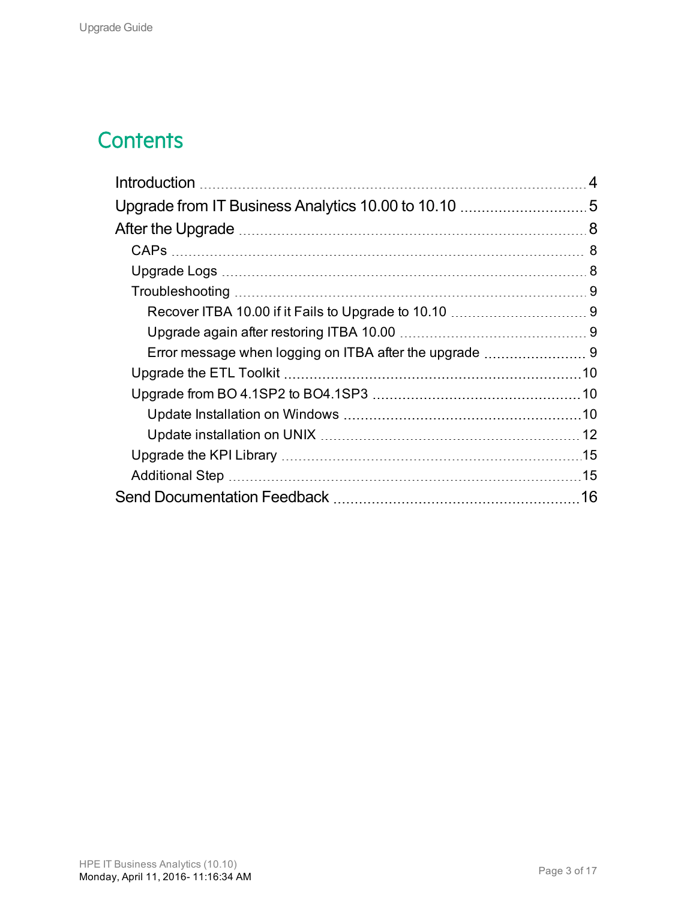# Contents

- Introduction ... 4
- Upgrade from IT Business Analytics 10.00 to 10.10 ... 5
- After the Upgrade ... 8
  - CAPs ... 8
  - Upgrade Logs ... 8
  - Troubleshooting ... 9
    - Recover ITBA 10.00 if it Fails to Upgrade to 10.10 ... 9
    - Upgrade again after restoring ITBA 10.00 ... 9
    - Error message when logging on ITBA after the upgrade ... 9
  - Upgrade the ETL Toolkit ... 10
  - Upgrade from BO 4.1SP2 to BO4.1SP3 ... 10
    - Update Installation on Windows ... 10
    - Update installation on UNIX ... 12
  - Upgrade the KPI Library ... 15
  - Additional Step ... 15
- Send Documentation Feedback ... 16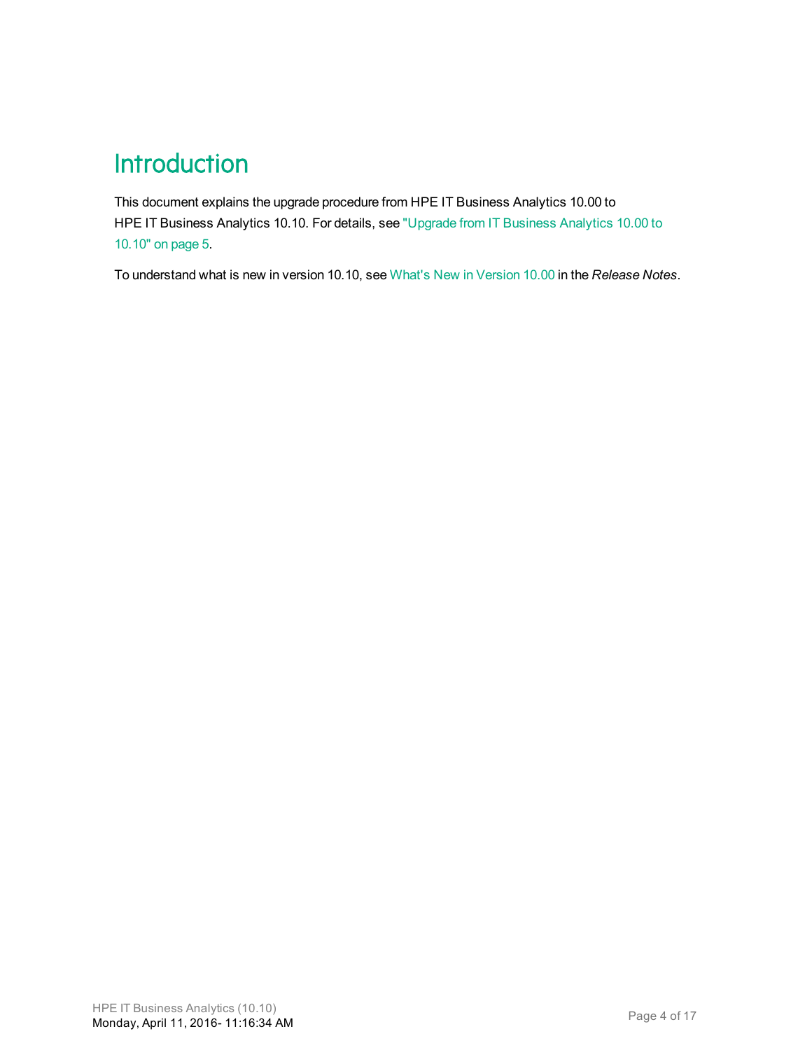# Introduction

This document explains the upgrade procedure from HPE IT Business Analytics 10.00 to HPE IT Business Analytics 10.10. For details, see "Upgrade from IT Business Analytics 10.00 to 10.10" on page 5.

To understand what is new in version 10.10, see What's New in Version 10.00 in the *Release Notes*.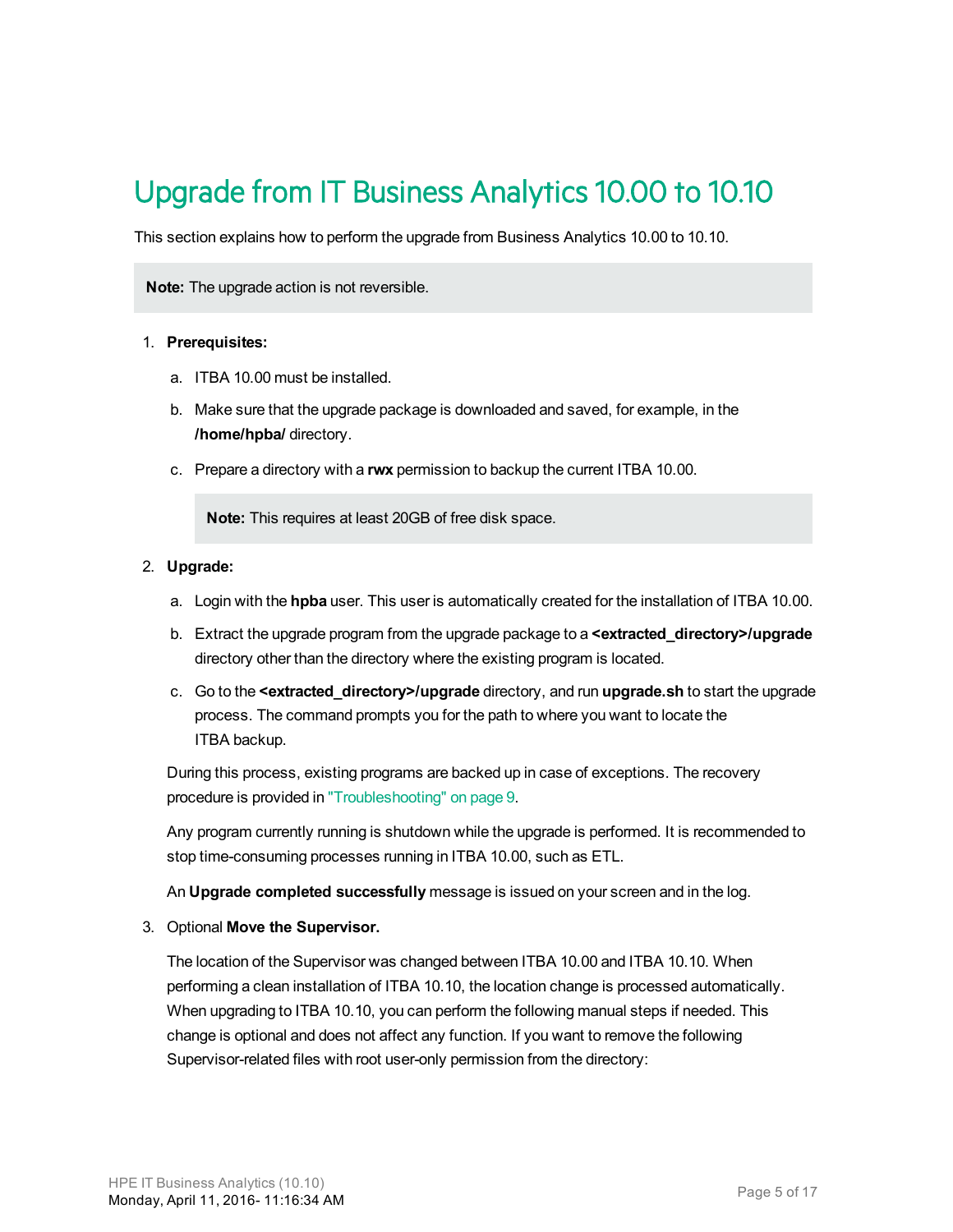# Upgrade from IT Business Analytics 10.00 to 10.10

This section explains how to perform the upgrade from Business Analytics 10.00 to 10.10.

> **Note:** The upgrade action is not reversible.

1. **Prerequisites:**

   a. ITBA 10.00 must be installed.

   b. Make sure that the upgrade package is downloaded and saved, for example, in the **/home/hpba/** directory.

   c. Prepare a directory with a **rwx** permission to backup the current ITBA 10.00.

   > **Note:** This requires at least 20GB of free disk space.

2. **Upgrade:**

   a. Login with the **hpba** user. This user is automatically created for the installation of ITBA 10.00.

   b. Extract the upgrade program from the upgrade package to a **<extracted_directory>/upgrade** directory other than the directory where the existing program is located.

   c. Go to the **<extracted_directory>/upgrade** directory, and run **upgrade.sh** to start the upgrade process. The command prompts you for the path to where you want to locate the ITBA backup.

   During this process, existing programs are backed up in case of exceptions. The recovery procedure is provided in "Troubleshooting" on page 9.

   Any program currently running is shutdown while the upgrade is performed. It is recommended to stop time-consuming processes running in ITBA 10.00, such as ETL.

   An **Upgrade completed successfully** message is issued on your screen and in the log.

3. Optional **Move the Supervisor.**

   The location of the Supervisor was changed between ITBA 10.00 and ITBA 10.10. When performing a clean installation of ITBA 10.10, the location change is processed automatically. When upgrading to ITBA 10.10, you can perform the following manual steps if needed. This change is optional and does not affect any function. If you want to remove the following Supervisor-related files with root user-only permission from the directory: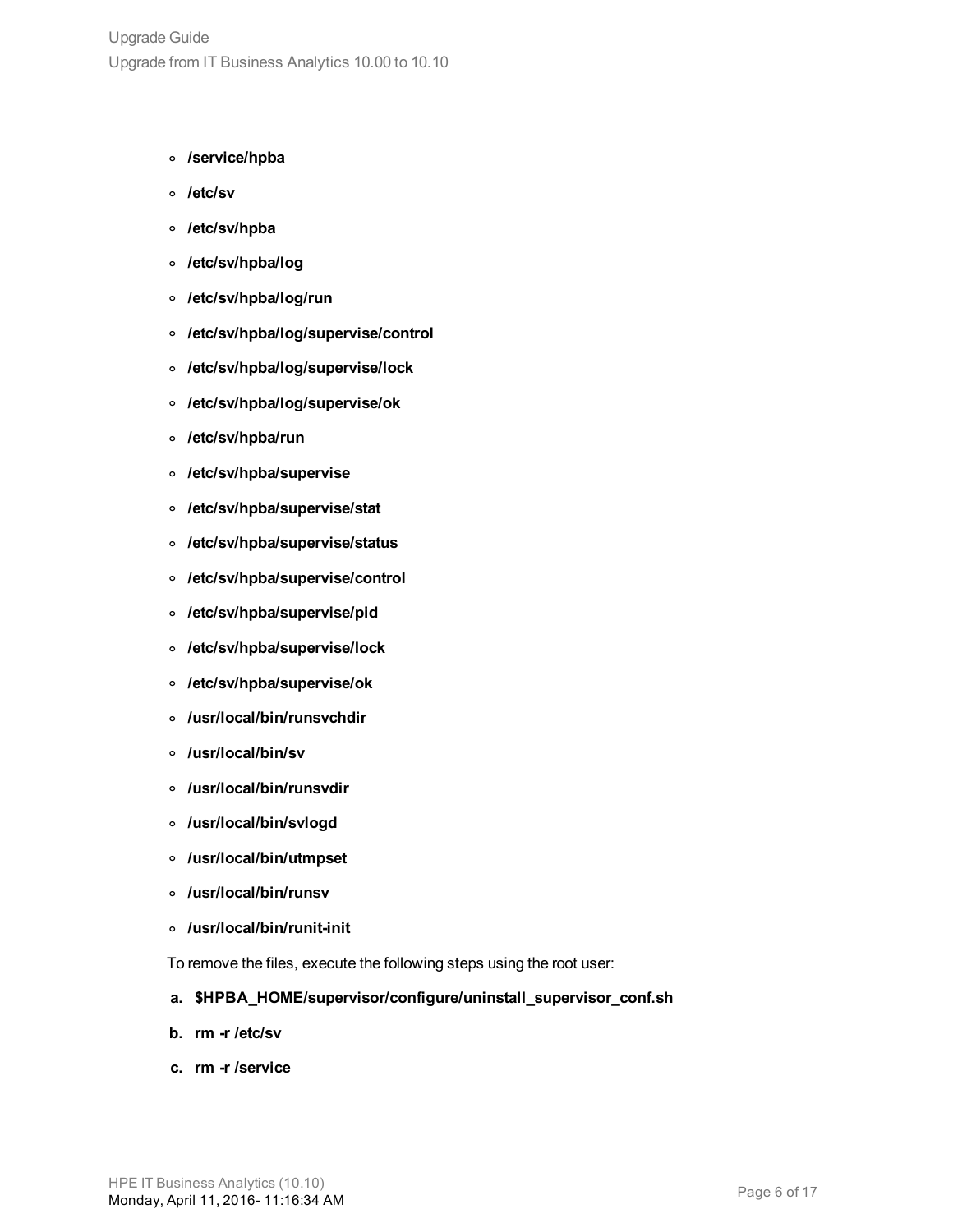- **/service/hpba**
- **/etc/sv**
- **/etc/sv/hpba**
- **/etc/sv/hpba/log**
- **/etc/sv/hpba/log/run**
- **/etc/sv/hpba/log/supervise/control**
- **/etc/sv/hpba/log/supervise/lock**
- **/etc/sv/hpba/log/supervise/ok**
- **/etc/sv/hpba/run**
- **/etc/sv/hpba/supervise**
- **/etc/sv/hpba/supervise/stat**
- **/etc/sv/hpba/supervise/status**
- **/etc/sv/hpba/supervise/control**
- **/etc/sv/hpba/supervise/pid**
- **/etc/sv/hpba/supervise/lock**
- **/etc/sv/hpba/supervise/ok**
- **/usr/local/bin/runsvchdir**
- **/usr/local/bin/sv**
- **/usr/local/bin/runsvdir**
- **/usr/local/bin/svlogd**
- **/usr/local/bin/utmpset**
- **/usr/local/bin/runsv**
- **/usr/local/bin/runit-init**

To remove the files, execute the following steps using the root user:

a. **$HPBA_HOME/supervisor/configure/uninstall_supervisor_conf.sh**

b. **rm -r /etc/sv**

c. **rm -r /service**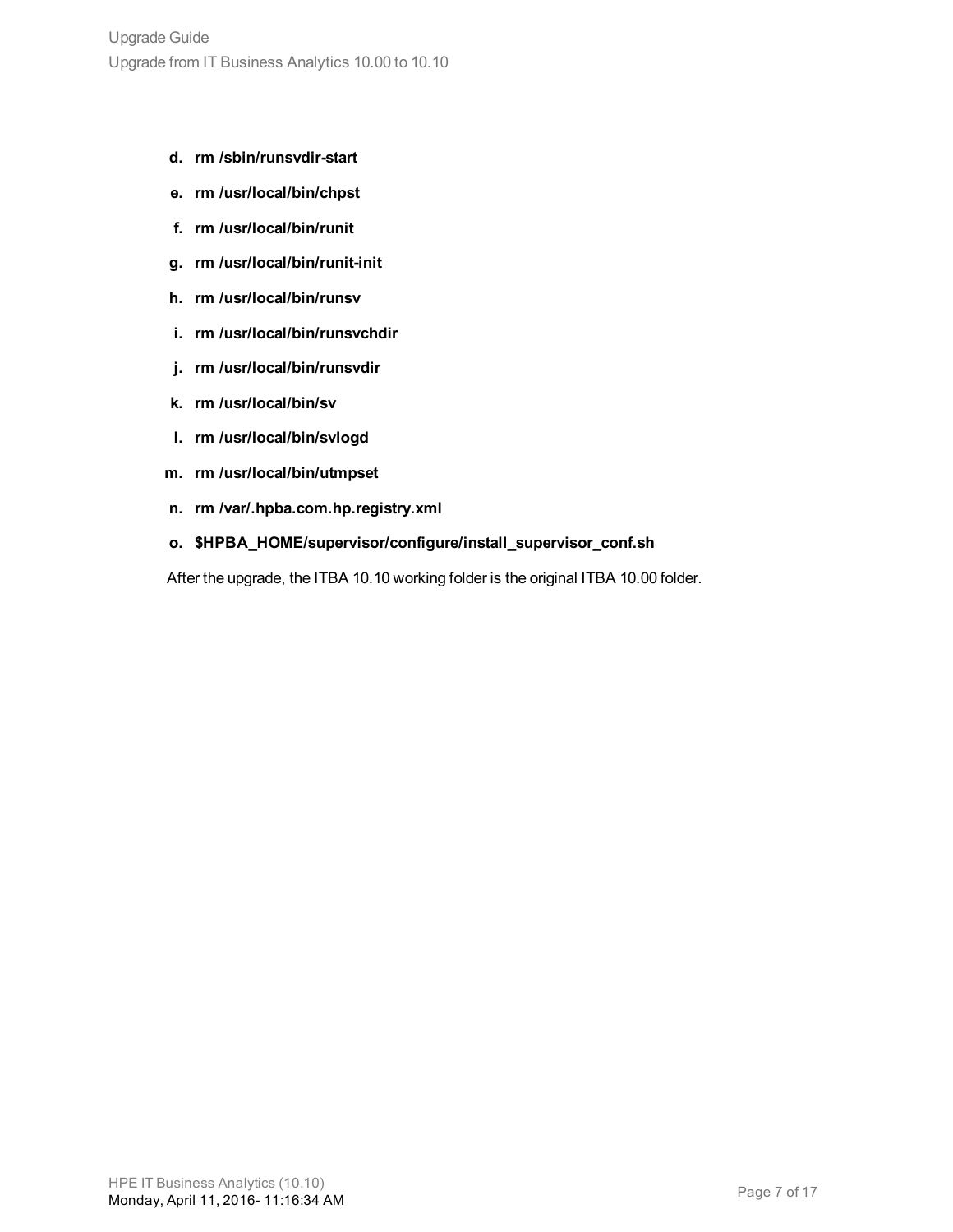d. **rm /sbin/runsvdir-start**

e. **rm /usr/local/bin/chpst**

f. **rm /usr/local/bin/runit**

g. **rm /usr/local/bin/runit-init**

h. **rm /usr/local/bin/runsv**

i. **rm /usr/local/bin/runsvchdir**

j. **rm /usr/local/bin/runsvdir**

k. **rm /usr/local/bin/sv**

l. **rm /usr/local/bin/svlogd**

m. **rm /usr/local/bin/utmpset**

n. **rm /var/.hpba.com.hp.registry.xml**

o. **$HPBA_HOME/supervisor/configure/install_supervisor_conf.sh**

After the upgrade, the ITBA 10.10 working folder is the original ITBA 10.00 folder.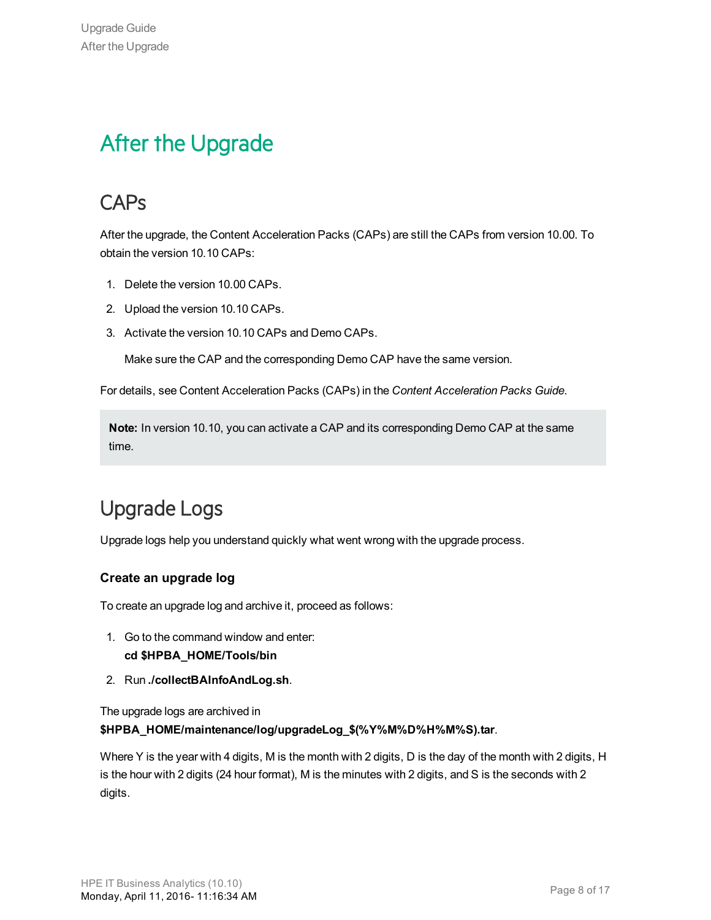# After the Upgrade

## CAPs

After the upgrade, the Content Acceleration Packs (CAPs) are still the CAPs from version 10.00. To obtain the version 10.10 CAPs:

1. Delete the version 10.00 CAPs.
2. Upload the version 10.10 CAPs.
3. Activate the version 10.10 CAPs and Demo CAPs.

   Make sure the CAP and the corresponding Demo CAP have the same version.

For details, see Content Acceleration Packs (CAPs) in the *Content Acceleration Packs Guide*.

> **Note:** In version 10.10, you can activate a CAP and its corresponding Demo CAP at the same time.

## Upgrade Logs

Upgrade logs help you understand quickly what went wrong with the upgrade process.

### Create an upgrade log

To create an upgrade log and archive it, proceed as follows:

1. Go to the command window and enter:
   **cd $HPBA_HOME/Tools/bin**
2. Run **./collectBAInfoAndLog.sh**.

The upgrade logs are archived in **$HPBA_HOME/maintenance/log/upgradeLog_$(%Y%M%D%H%M%S).tar**.

Where Y is the year with 4 digits, M is the month with 2 digits, D is the day of the month with 2 digits, H is the hour with 2 digits (24 hour format), M is the minutes with 2 digits, and S is the seconds with 2 digits.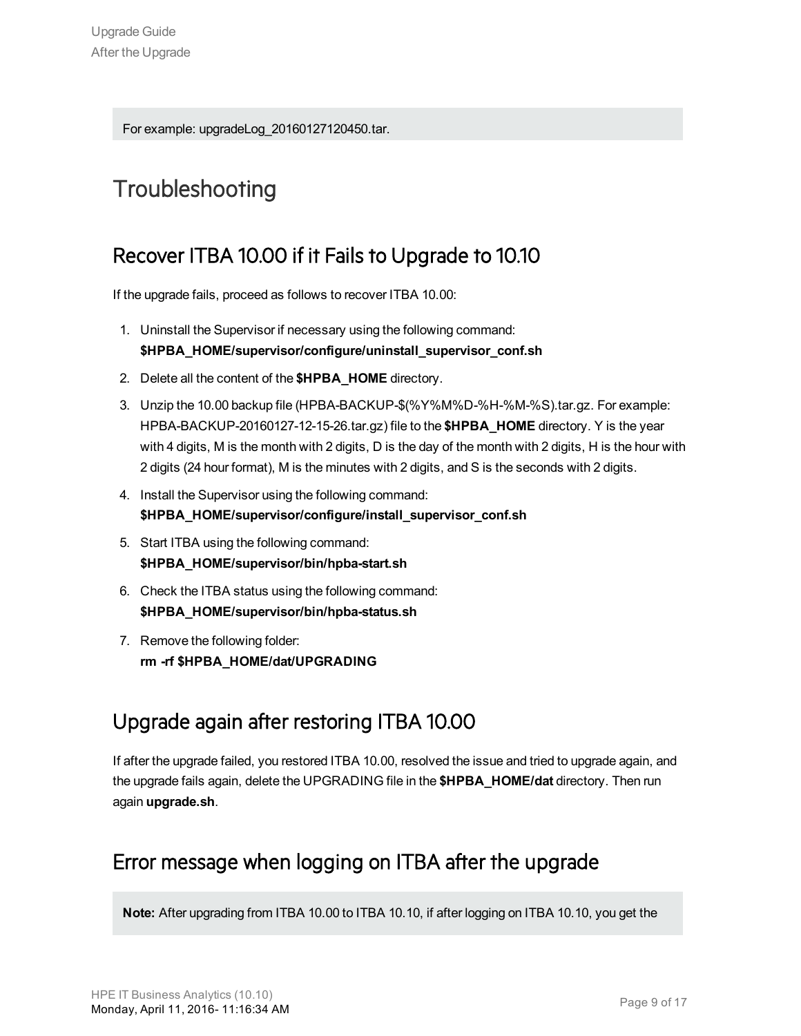For example: upgradeLog_20160127120450.tar.

# Troubleshooting

## Recover ITBA 10.00 if it Fails to Upgrade to 10.10

If the upgrade fails, proceed as follows to recover ITBA 10.00:

1. Uninstall the Supervisor if necessary using the following command:
   **$HPBA_HOME/supervisor/configure/uninstall_supervisor_conf.sh**
2. Delete all the content of the **$HPBA_HOME** directory.
3. Unzip the 10.00 backup file (HPBA-BACKUP-$(%Y%M%D-%H-%M-%S).tar.gz. For example: HPBA-BACKUP-20160127-12-15-26.tar.gz) file to the **$HPBA_HOME** directory. Y is the year with 4 digits, M is the month with 2 digits, D is the day of the month with 2 digits, H is the hour with 2 digits (24 hour format), M is the minutes with 2 digits, and S is the seconds with 2 digits.
4. Install the Supervisor using the following command:
   **$HPBA_HOME/supervisor/configure/install_supervisor_conf.sh**
5. Start ITBA using the following command:
   **$HPBA_HOME/supervisor/bin/hpba-start.sh**
6. Check the ITBA status using the following command:
   **$HPBA_HOME/supervisor/bin/hpba-status.sh**
7. Remove the following folder:
   **rm -rf $HPBA_HOME/dat/UPGRADING**

## Upgrade again after restoring ITBA 10.00

If after the upgrade failed, you restored ITBA 10.00, resolved the issue and tried to upgrade again, and the upgrade fails again, delete the UPGRADING file in the **$HPBA_HOME/dat** directory. Then run again **upgrade.sh**.

## Error message when logging on ITBA after the upgrade

**Note:** After upgrading from ITBA 10.00 to ITBA 10.10, if after logging on ITBA 10.10, you get the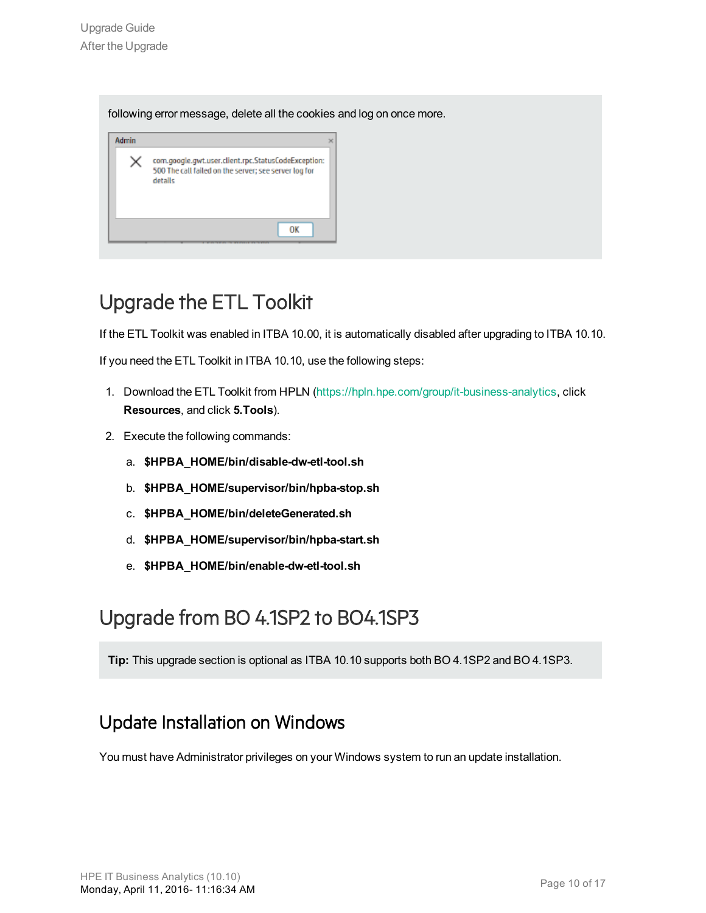following error message, delete all the cookies and log on once more.

## Upgrade the ETL Toolkit

If the ETL Toolkit was enabled in ITBA 10.00, it is automatically disabled after upgrading to ITBA 10.10.

If you need the ETL Toolkit in ITBA 10.10, use the following steps:

1. Download the ETL Toolkit from HPLN (https://hpln.hpe.com/group/it-business-analytics, click **Resources**, and click **5.Tools**).
2. Execute the following commands:
   a. **$HPBA_HOME/bin/disable-dw-etl-tool.sh**
   b. **$HPBA_HOME/supervisor/bin/hpba-stop.sh**
   c. **$HPBA_HOME/bin/deleteGenerated.sh**
   d. **$HPBA_HOME/supervisor/bin/hpba-start.sh**
   e. **$HPBA_HOME/bin/enable-dw-etl-tool.sh**

## Upgrade from BO 4.1SP2 to BO4.1SP3

**Tip:** This upgrade section is optional as ITBA 10.10 supports both BO 4.1SP2 and BO 4.1SP3.

### Update Installation on Windows

You must have Administrator privileges on your Windows system to run an update installation.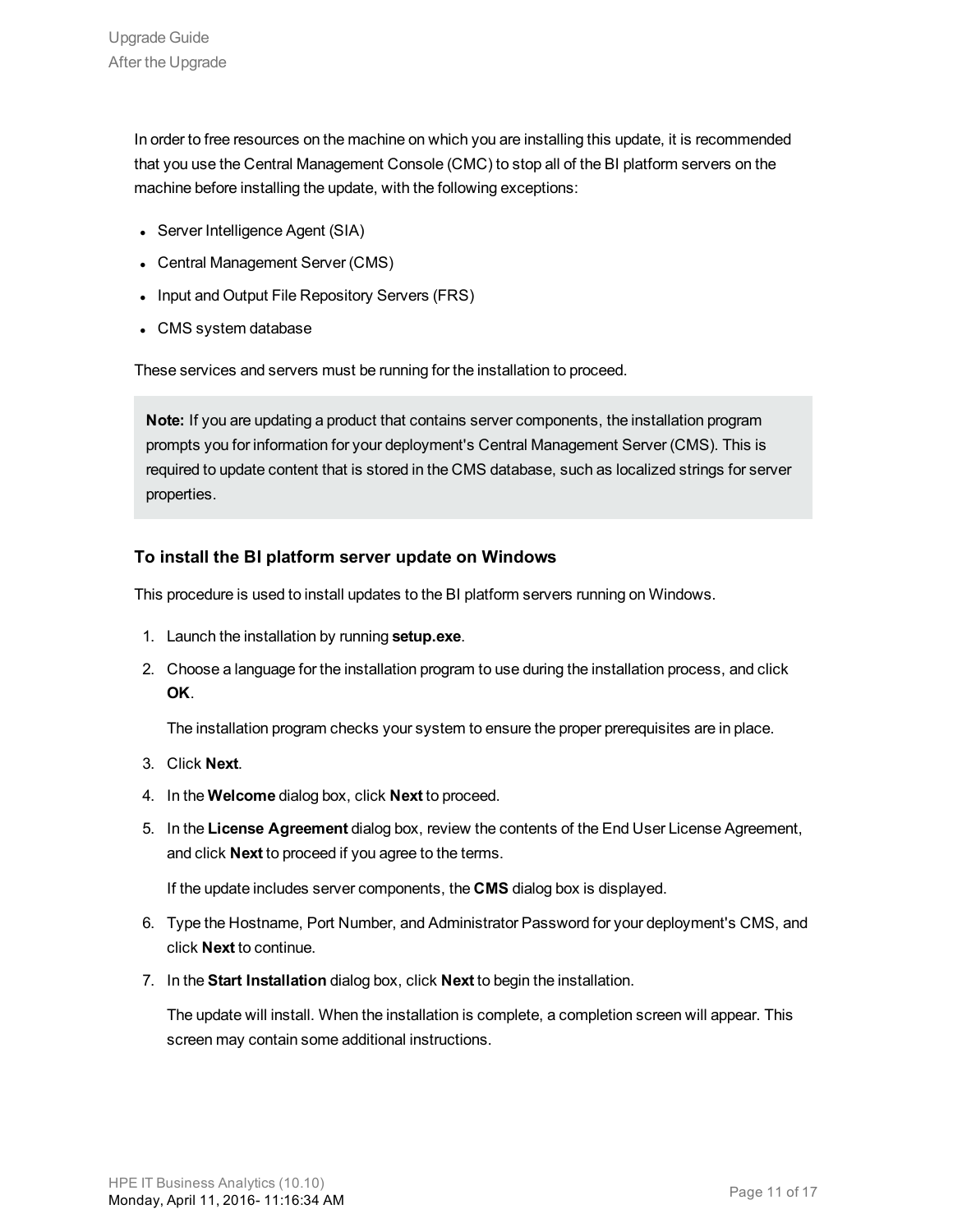In order to free resources on the machine on which you are installing this update, it is recommended that you use the Central Management Console (CMC) to stop all of the BI platform servers on the machine before installing the update, with the following exceptions:

- Server Intelligence Agent (SIA)
- Central Management Server (CMS)
- Input and Output File Repository Servers (FRS)
- CMS system database

These services and servers must be running for the installation to proceed.

> **Note:** If you are updating a product that contains server components, the installation program prompts you for information for your deployment's Central Management Server (CMS). This is required to update content that is stored in the CMS database, such as localized strings for server properties.

### To install the BI platform server update on Windows

This procedure is used to install updates to the BI platform servers running on Windows.

1. Launch the installation by running **setup.exe**.
2. Choose a language for the installation program to use during the installation process, and click **OK**.

   The installation program checks your system to ensure the proper prerequisites are in place.
3. Click **Next**.
4. In the **Welcome** dialog box, click **Next** to proceed.
5. In the **License Agreement** dialog box, review the contents of the End User License Agreement, and click **Next** to proceed if you agree to the terms.

   If the update includes server components, the **CMS** dialog box is displayed.
6. Type the Hostname, Port Number, and Administrator Password for your deployment's CMS, and click **Next** to continue.
7. In the **Start Installation** dialog box, click **Next** to begin the installation.

   The update will install. When the installation is complete, a completion screen will appear. This screen may contain some additional instructions.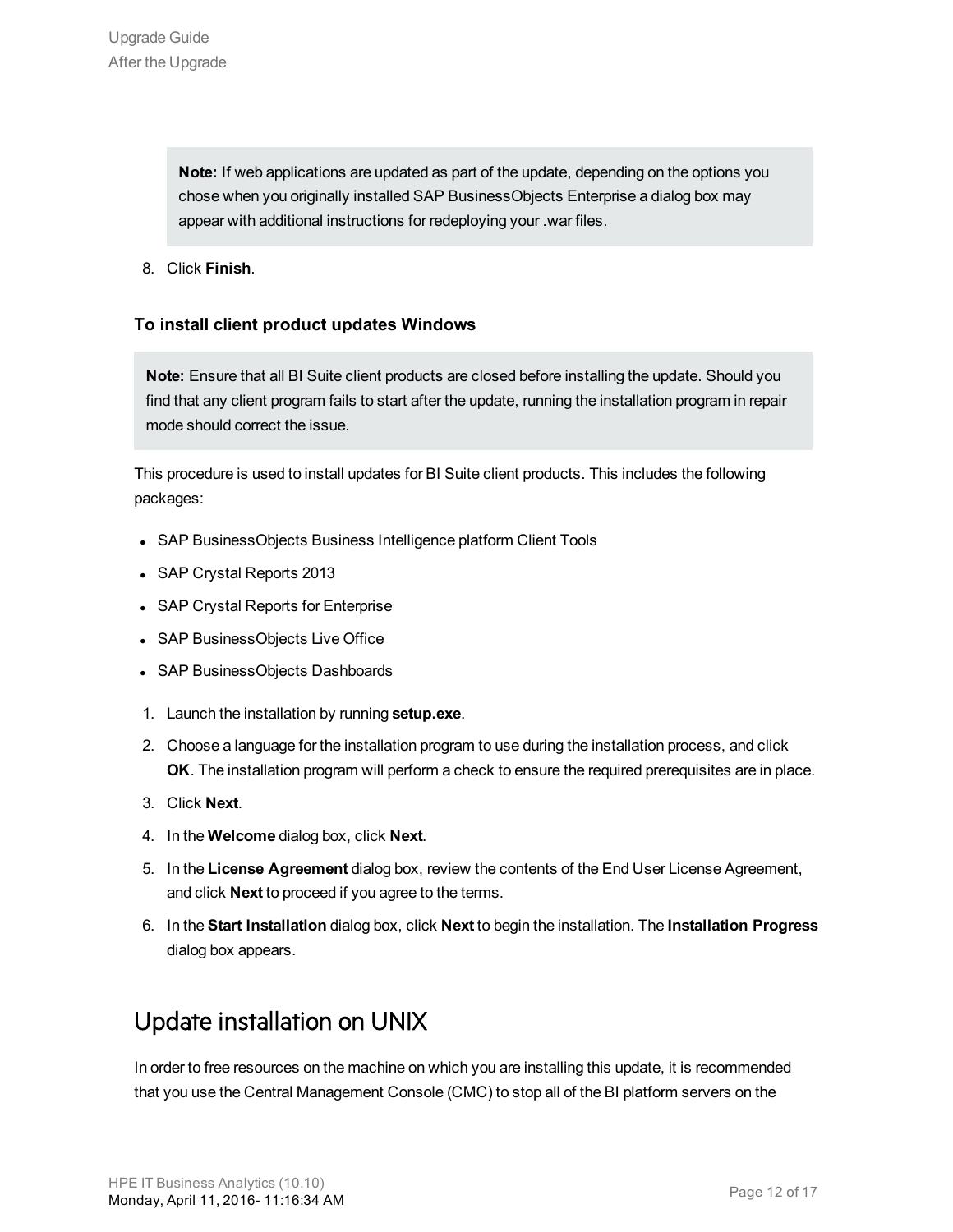> **Note:** If web applications are updated as part of the update, depending on the options you chose when you originally installed SAP BusinessObjects Enterprise a dialog box may appear with additional instructions for redeploying your .war files.

8. Click **Finish**.

### To install client product updates Windows

> **Note:** Ensure that all BI Suite client products are closed before installing the update. Should you find that any client program fails to start after the update, running the installation program in repair mode should correct the issue.

This procedure is used to install updates for BI Suite client products. This includes the following packages:

- SAP BusinessObjects Business Intelligence platform Client Tools
- SAP Crystal Reports 2013
- SAP Crystal Reports for Enterprise
- SAP BusinessObjects Live Office
- SAP BusinessObjects Dashboards

1. Launch the installation by running **setup.exe**.
2. Choose a language for the installation program to use during the installation process, and click **OK**. The installation program will perform a check to ensure the required prerequisites are in place.
3. Click **Next**.
4. In the **Welcome** dialog box, click **Next**.
5. In the **License Agreement** dialog box, review the contents of the End User License Agreement, and click **Next** to proceed if you agree to the terms.
6. In the **Start Installation** dialog box, click **Next** to begin the installation. The **Installation Progress** dialog box appears.

## Update installation on UNIX

In order to free resources on the machine on which you are installing this update, it is recommended that you use the Central Management Console (CMC) to stop all of the BI platform servers on the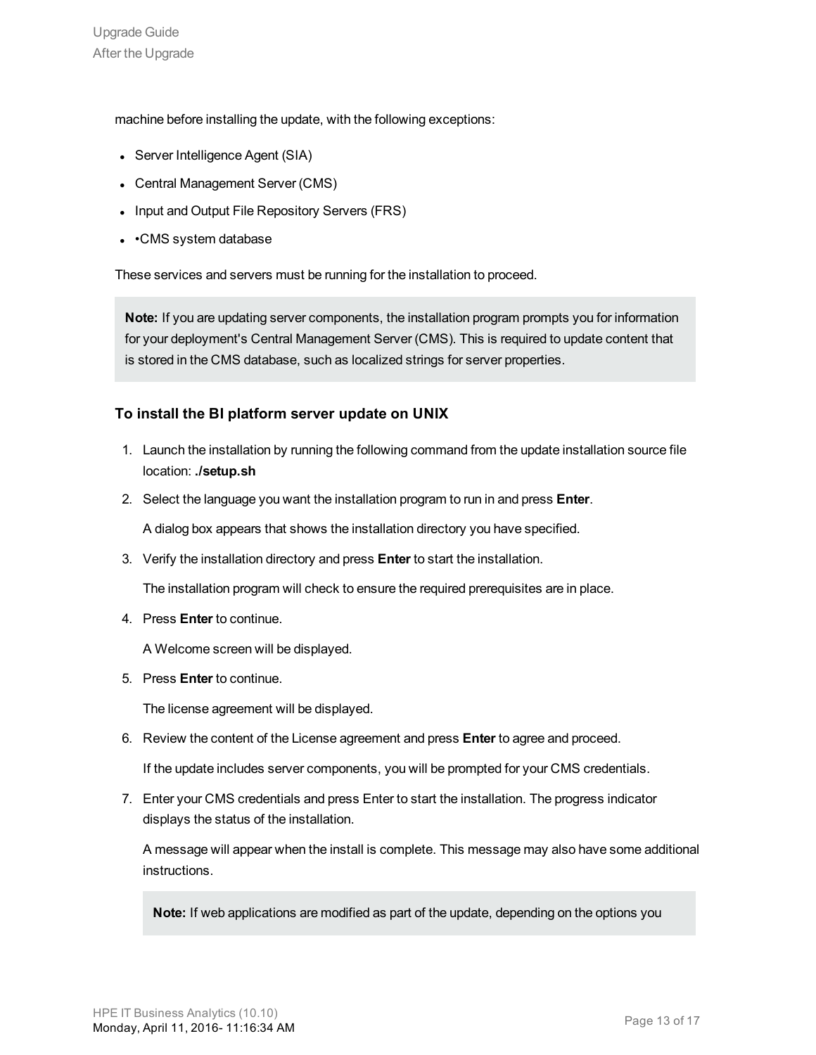machine before installing the update, with the following exceptions:

- Server Intelligence Agent (SIA)
- Central Management Server (CMS)
- Input and Output File Repository Servers (FRS)
- •CMS system database

These services and servers must be running for the installation to proceed.

> **Note:** If you are updating server components, the installation program prompts you for information for your deployment's Central Management Server (CMS). This is required to update content that is stored in the CMS database, such as localized strings for server properties.

### To install the BI platform server update on UNIX

1. Launch the installation by running the following command from the update installation source file location: **./setup.sh**
2. Select the language you want the installation program to run in and press **Enter**.

   A dialog box appears that shows the installation directory you have specified.
3. Verify the installation directory and press **Enter** to start the installation.

   The installation program will check to ensure the required prerequisites are in place.
4. Press **Enter** to continue.

   A Welcome screen will be displayed.
5. Press **Enter** to continue.

   The license agreement will be displayed.
6. Review the content of the License agreement and press **Enter** to agree and proceed.

   If the update includes server components, you will be prompted for your CMS credentials.
7. Enter your CMS credentials and press Enter to start the installation. The progress indicator displays the status of the installation.

   A message will appear when the install is complete. This message may also have some additional instructions.

   > **Note:** If web applications are modified as part of the update, depending on the options you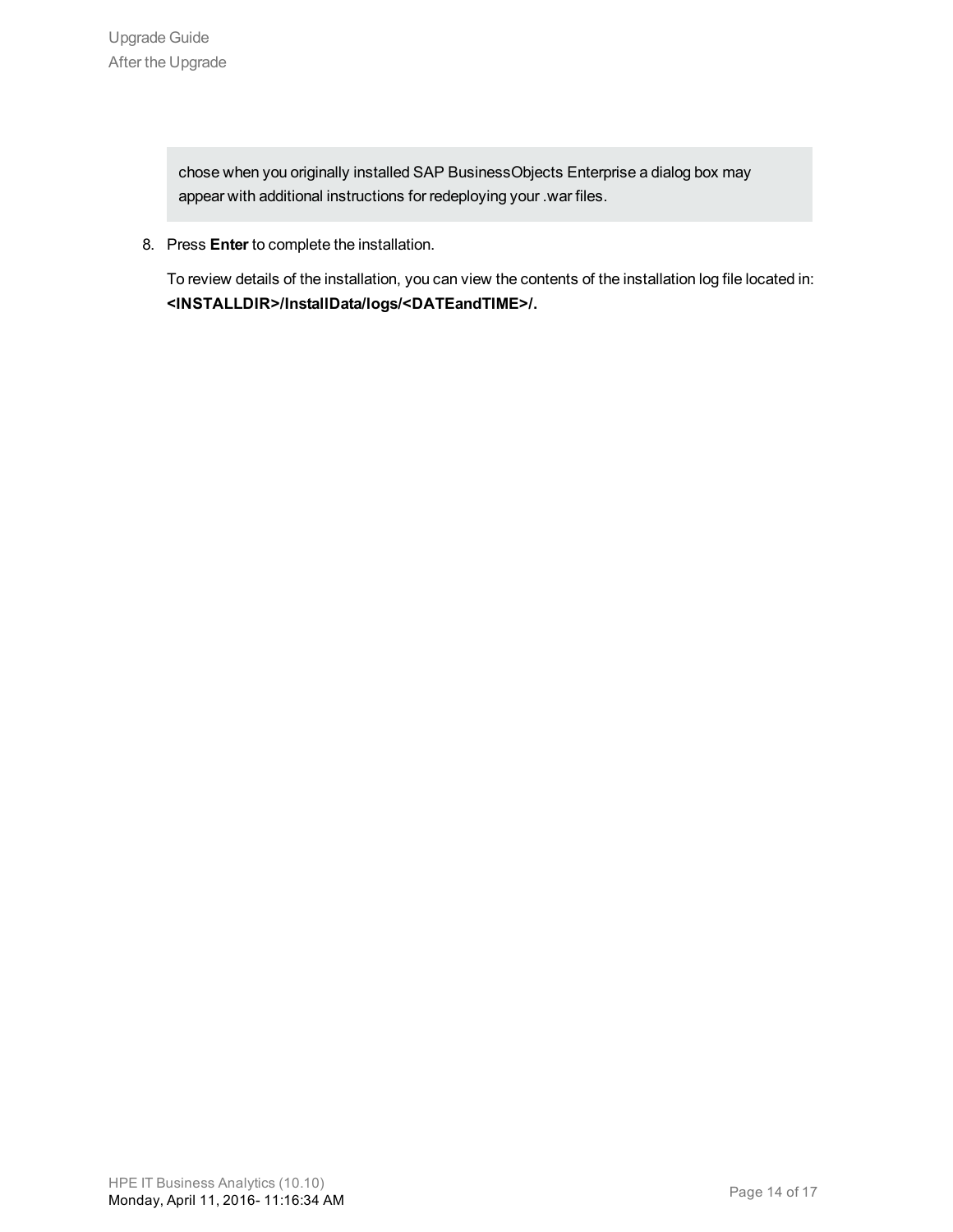> chose when you originally installed SAP BusinessObjects Enterprise a dialog box may appear with additional instructions for redeploying your .war files.

8. Press **Enter** to complete the installation.

   To review details of the installation, you can view the contents of the installation log file located in: **<INSTALLDIR>/InstallData/logs/<DATEandTIME>/.**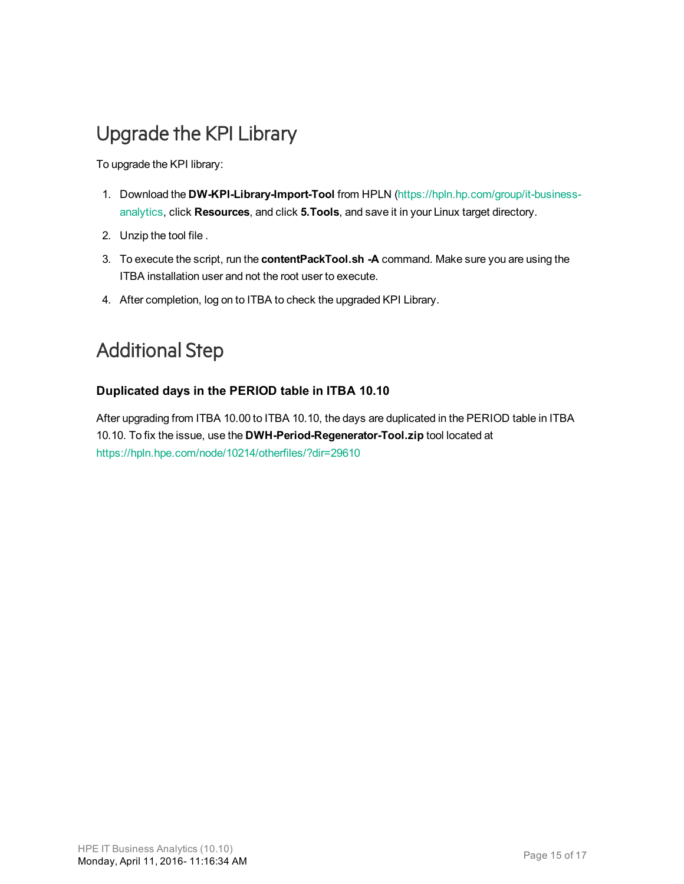# Upgrade the KPI Library

To upgrade the KPI library:

1. Download the **DW-KPI-Library-Import-Tool** from HPLN (https://hpln.hp.com/group/it-business-analytics, click **Resources**, and click **5.Tools**, and save it in your Linux target directory.
2. Unzip the tool file .
3. To execute the script, run the **contentPackTool.sh -A** command. Make sure you are using the ITBA installation user and not the root user to execute.
4. After completion, log on to ITBA to check the upgraded KPI Library.

# Additional Step

### Duplicated days in the PERIOD table in ITBA 10.10

After upgrading from ITBA 10.00 to ITBA 10.10, the days are duplicated in the PERIOD table in ITBA 10.10. To fix the issue, use the **DWH-Period-Regenerator-Tool.zip** tool located at https://hpln.hpe.com/node/10214/otherfiles/?dir=29610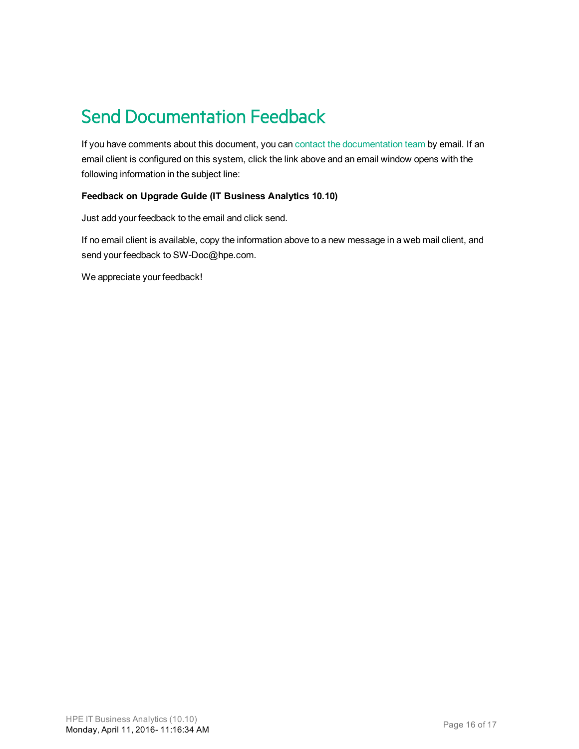# Send Documentation Feedback

If you have comments about this document, you can contact the documentation team by email. If an email client is configured on this system, click the link above and an email window opens with the following information in the subject line:

**Feedback on Upgrade Guide (IT Business Analytics 10.10)**

Just add your feedback to the email and click send.

If no email client is available, copy the information above to a new message in a web mail client, and send your feedback to SW-Doc@hpe.com.

We appreciate your feedback!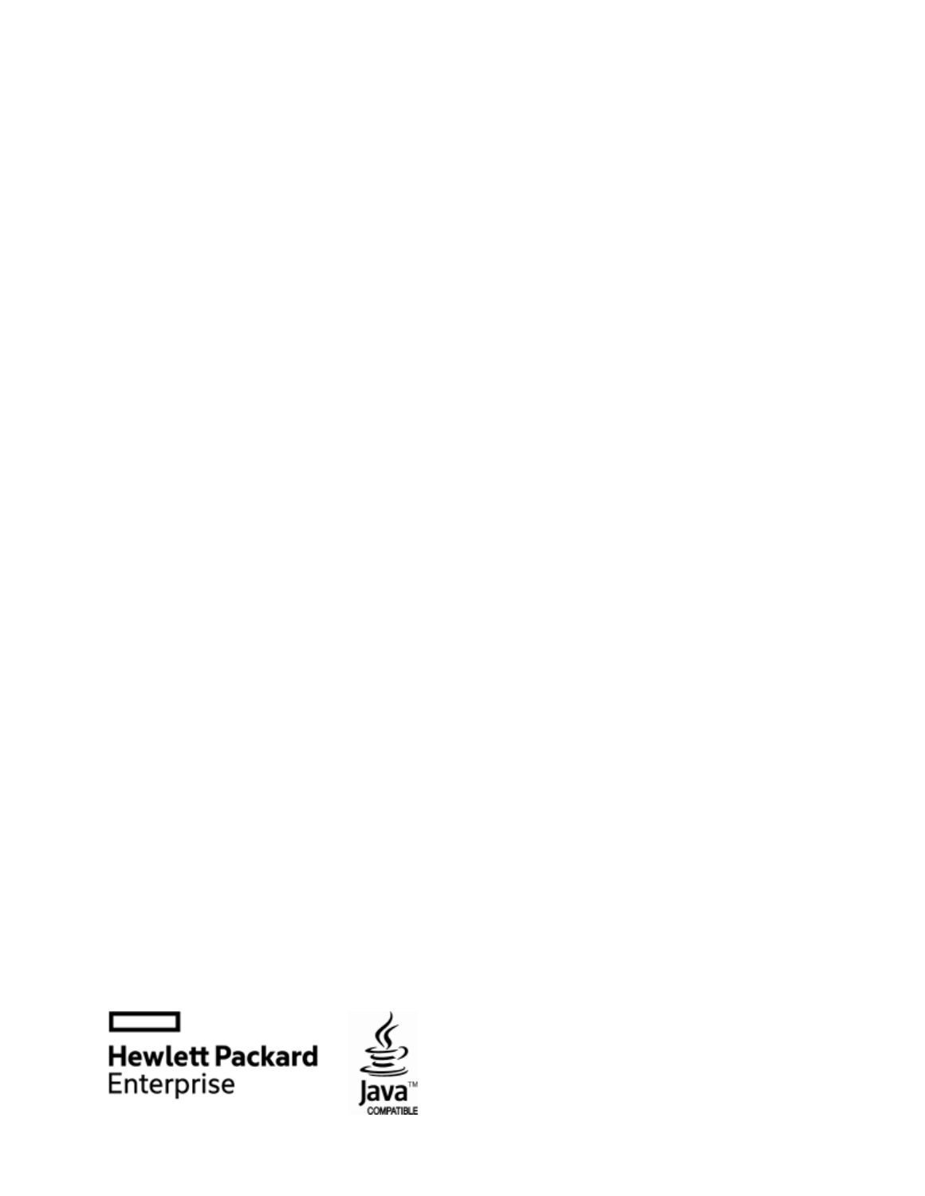Hewlett Packard Enterprise

Java™ COMPATIBLE